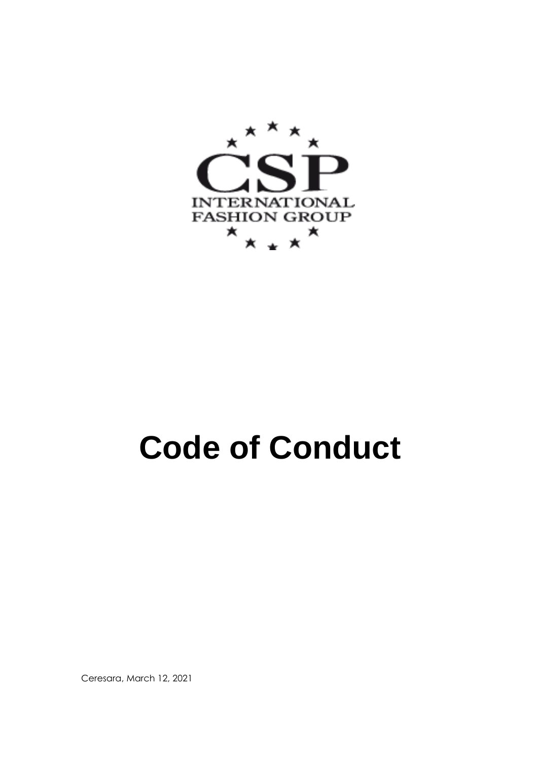CSP

INTERNATIONAL FASHION GROUP

# Code of Conduct

Ceresara, March 12, 2021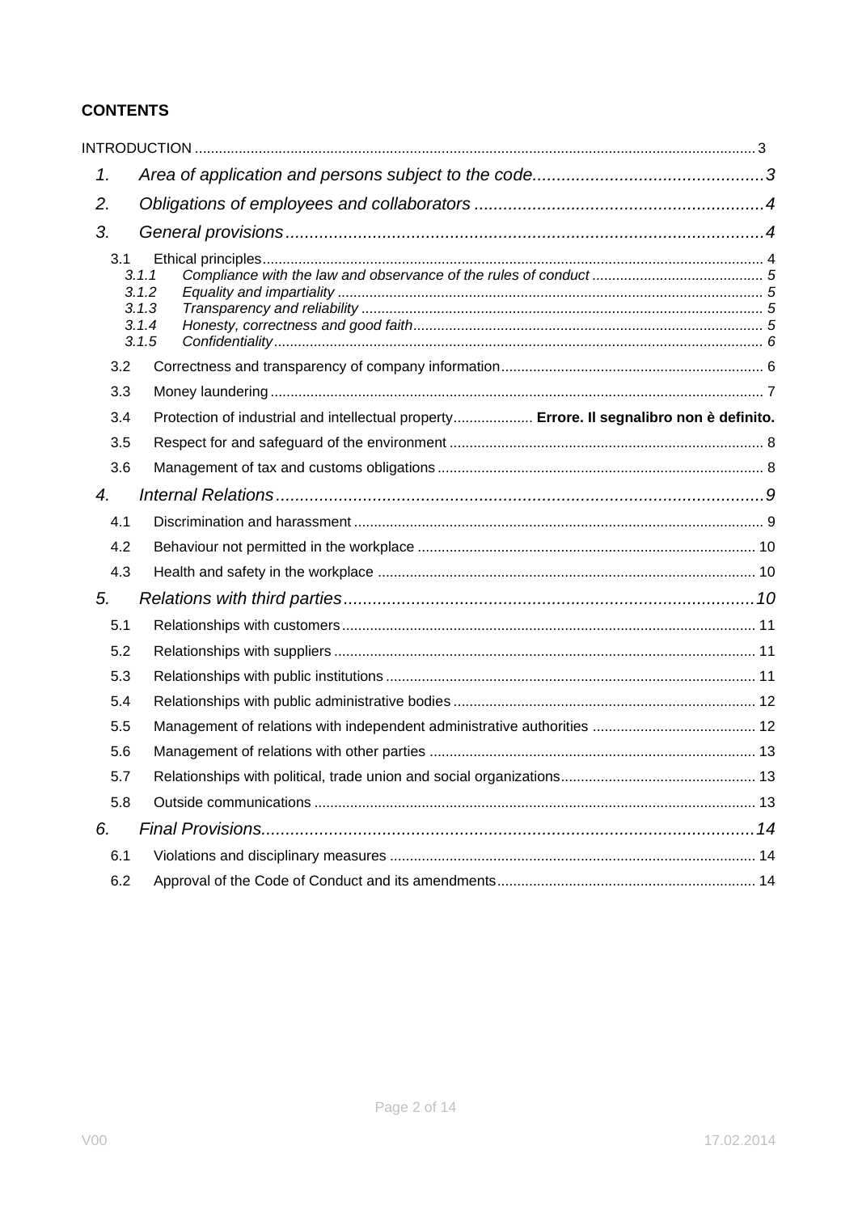## CONTENTS

INTRODUCTION .......... 3

1. *Area of application and persons subject to the code* .......... 3
2. *Obligations of employees and collaborators* .......... 4
3. *General provisions* .......... 4
   - 3.1 Ethical principles .......... 4
     - *3.1.1 Compliance with the law and observance of the rules of conduct* .......... 5
     - *3.1.2 Equality and impartiality* .......... 5
     - *3.1.3 Transparency and reliability* .......... 5
     - *3.1.4 Honesty, correctness and good faith* .......... 5
     - *3.1.5 Confidentiality* .......... 6
   - 3.2 Correctness and transparency of company information .......... 6
   - 3.3 Money laundering .......... 7
   - 3.4 Protection of industrial and intellectual property .......... **Errore. Il segnalibro non è definito.**
   - 3.5 Respect for and safeguard of the environment .......... 8
   - 3.6 Management of tax and customs obligations .......... 8
4. *Internal Relations* .......... 9
   - 4.1 Discrimination and harassment .......... 9
   - 4.2 Behaviour not permitted in the workplace .......... 10
   - 4.3 Health and safety in the workplace .......... 10
5. *Relations with third parties* .......... 10
   - 5.1 Relationships with customers .......... 11
   - 5.2 Relationships with suppliers .......... 11
   - 5.3 Relationships with public institutions .......... 11
   - 5.4 Relationships with public administrative bodies .......... 12
   - 5.5 Management of relations with independent administrative authorities .......... 12
   - 5.6 Management of relations with other parties .......... 13
   - 5.7 Relationships with political, trade union and social organizations .......... 13
   - 5.8 Outside communications .......... 13
6. *Final Provisions* .......... 14
   - 6.1 Violations and disciplinary measures .......... 14
   - 6.2 Approval of the Code of Conduct and its amendments .......... 14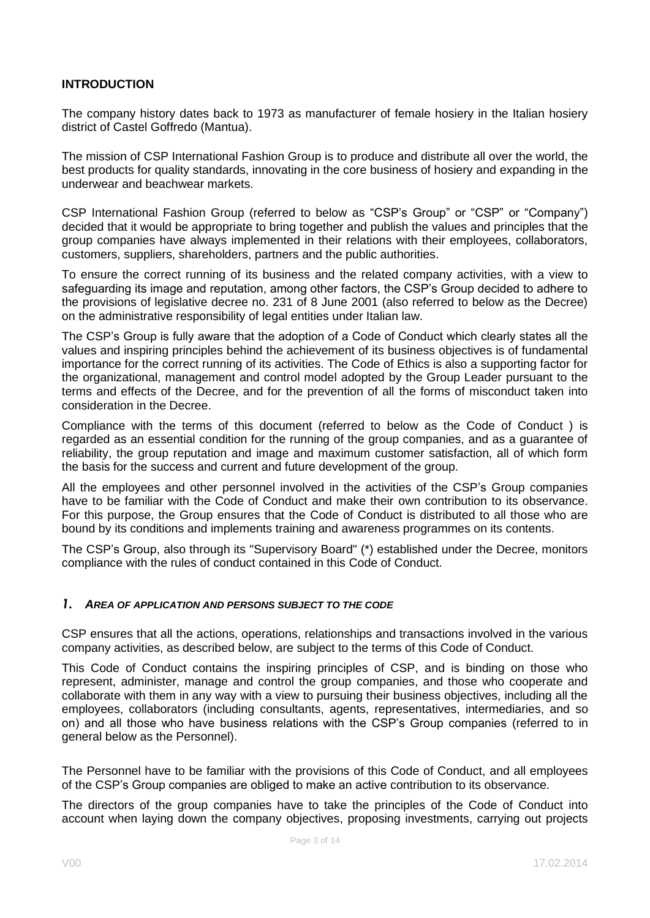## INTRODUCTION

The company history dates back to 1973 as manufacturer of female hosiery in the Italian hosiery district of Castel Goffredo (Mantua).

The mission of CSP International Fashion Group is to produce and distribute all over the world, the best products for quality standards, innovating in the core business of hosiery and expanding in the underwear and beachwear markets.

CSP International Fashion Group (referred to below as "CSP's Group" or "CSP" or "Company") decided that it would be appropriate to bring together and publish the values and principles that the group companies have always implemented in their relations with their employees, collaborators, customers, suppliers, shareholders, partners and the public authorities.

To ensure the correct running of its business and the related company activities, with a view to safeguarding its image and reputation, among other factors, the CSP's Group decided to adhere to the provisions of legislative decree no. 231 of 8 June 2001 (also referred to below as the Decree) on the administrative responsibility of legal entities under Italian law.

The CSP's Group is fully aware that the adoption of a Code of Conduct which clearly states all the values and inspiring principles behind the achievement of its business objectives is of fundamental importance for the correct running of its activities. The Code of Ethics is also a supporting factor for the organizational, management and control model adopted by the Group Leader pursuant to the terms and effects of the Decree, and for the prevention of all the forms of misconduct taken into consideration in the Decree.

Compliance with the terms of this document (referred to below as the Code of Conduct ) is regarded as an essential condition for the running of the group companies, and as a guarantee of reliability, the group reputation and image and maximum customer satisfaction, all of which form the basis for the success and current and future development of the group.

All the employees and other personnel involved in the activities of the CSP's Group companies have to be familiar with the Code of Conduct and make their own contribution to its observance. For this purpose, the Group ensures that the Code of Conduct is distributed to all those who are bound by its conditions and implements training and awareness programmes on its contents.

The CSP's Group, also through its "Supervisory Board" (*) established under the Decree, monitors compliance with the rules of conduct contained in this Code of Conduct.

## *1. AREA OF APPLICATION AND PERSONS SUBJECT TO THE CODE*

CSP ensures that all the actions, operations, relationships and transactions involved in the various company activities, as described below, are subject to the terms of this Code of Conduct.

This Code of Conduct contains the inspiring principles of CSP, and is binding on those who represent, administer, manage and control the group companies, and those who cooperate and collaborate with them in any way with a view to pursuing their business objectives, including all the employees, collaborators (including consultants, agents, representatives, intermediaries, and so on) and all those who have business relations with the CSP's Group companies (referred to in general below as the Personnel).

The Personnel have to be familiar with the provisions of this Code of Conduct, and all employees of the CSP's Group companies are obliged to make an active contribution to its observance.

The directors of the group companies have to take the principles of the Code of Conduct into account when laying down the company objectives, proposing investments, carrying out projects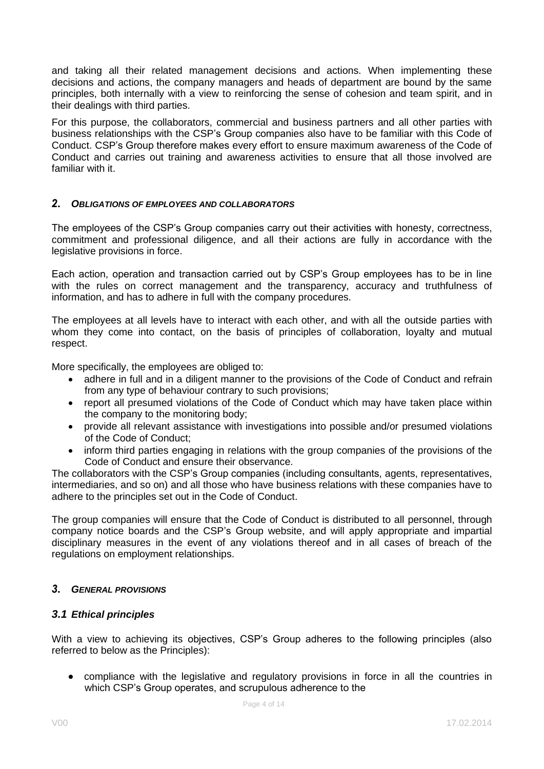and taking all their related management decisions and actions. When implementing these decisions and actions, the company managers and heads of department are bound by the same principles, both internally with a view to reinforcing the sense of cohesion and team spirit, and in their dealings with third parties.

For this purpose, the collaborators, commercial and business partners and all other parties with business relationships with the CSP's Group companies also have to be familiar with this Code of Conduct. CSP's Group therefore makes every effort to ensure maximum awareness of the Code of Conduct and carries out training and awareness activities to ensure that all those involved are familiar with it.

## *2. OBLIGATIONS OF EMPLOYEES AND COLLABORATORS*

The employees of the CSP's Group companies carry out their activities with honesty, correctness, commitment and professional diligence, and all their actions are fully in accordance with the legislative provisions in force.

Each action, operation and transaction carried out by CSP's Group employees has to be in line with the rules on correct management and the transparency, accuracy and truthfulness of information, and has to adhere in full with the company procedures.

The employees at all levels have to interact with each other, and with all the outside parties with whom they come into contact, on the basis of principles of collaboration, loyalty and mutual respect.

More specifically, the employees are obliged to:

- adhere in full and in a diligent manner to the provisions of the Code of Conduct and refrain from any type of behaviour contrary to such provisions;
- report all presumed violations of the Code of Conduct which may have taken place within the company to the monitoring body;
- provide all relevant assistance with investigations into possible and/or presumed violations of the Code of Conduct;
- inform third parties engaging in relations with the group companies of the provisions of the Code of Conduct and ensure their observance.

The collaborators with the CSP's Group companies (including consultants, agents, representatives, intermediaries, and so on) and all those who have business relations with these companies have to adhere to the principles set out in the Code of Conduct.

The group companies will ensure that the Code of Conduct is distributed to all personnel, through company notice boards and the CSP's Group website, and will apply appropriate and impartial disciplinary measures in the event of any violations thereof and in all cases of breach of the regulations on employment relationships.

## *3. GENERAL PROVISIONS*

### *3.1 Ethical principles*

With a view to achieving its objectives, CSP's Group adheres to the following principles (also referred to below as the Principles):

- compliance with the legislative and regulatory provisions in force in all the countries in which CSP's Group operates, and scrupulous adherence to the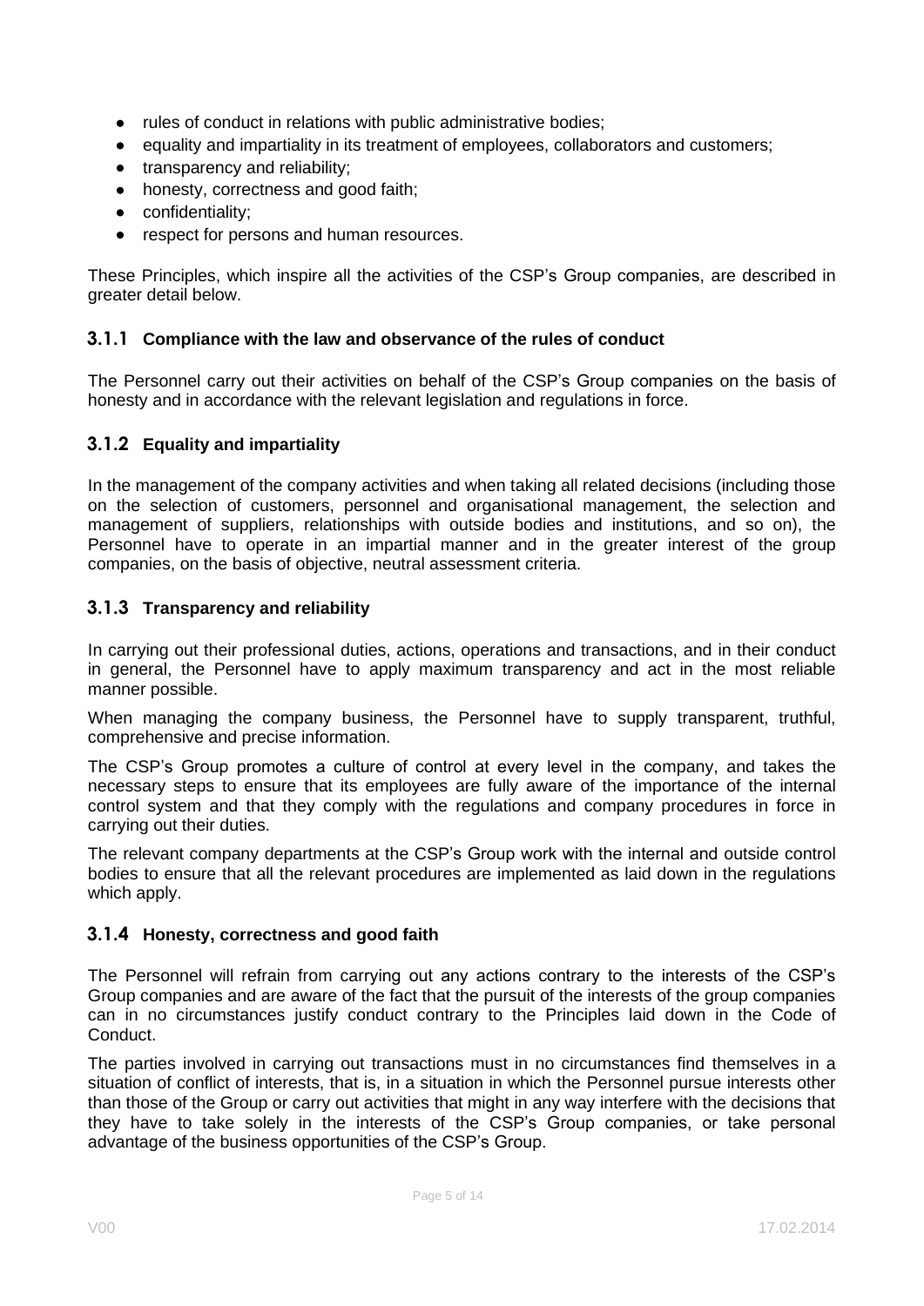- rules of conduct in relations with public administrative bodies;
- equality and impartiality in its treatment of employees, collaborators and customers;
- transparency and reliability;
- honesty, correctness and good faith;
- confidentiality;
- respect for persons and human resources.

These Principles, which inspire all the activities of the CSP's Group companies, are described in greater detail below.

### 3.1.1 Compliance with the law and observance of the rules of conduct

The Personnel carry out their activities on behalf of the CSP's Group companies on the basis of honesty and in accordance with the relevant legislation and regulations in force.

### 3.1.2 Equality and impartiality

In the management of the company activities and when taking all related decisions (including those on the selection of customers, personnel and organisational management, the selection and management of suppliers, relationships with outside bodies and institutions, and so on), the Personnel have to operate in an impartial manner and in the greater interest of the group companies, on the basis of objective, neutral assessment criteria.

### 3.1.3 Transparency and reliability

In carrying out their professional duties, actions, operations and transactions, and in their conduct in general, the Personnel have to apply maximum transparency and act in the most reliable manner possible.

When managing the company business, the Personnel have to supply transparent, truthful, comprehensive and precise information.

The CSP's Group promotes a culture of control at every level in the company, and takes the necessary steps to ensure that its employees are fully aware of the importance of the internal control system and that they comply with the regulations and company procedures in force in carrying out their duties.

The relevant company departments at the CSP's Group work with the internal and outside control bodies to ensure that all the relevant procedures are implemented as laid down in the regulations which apply.

### 3.1.4 Honesty, correctness and good faith

The Personnel will refrain from carrying out any actions contrary to the interests of the CSP's Group companies and are aware of the fact that the pursuit of the interests of the group companies can in no circumstances justify conduct contrary to the Principles laid down in the Code of Conduct.

The parties involved in carrying out transactions must in no circumstances find themselves in a situation of conflict of interests, that is, in a situation in which the Personnel pursue interests other than those of the Group or carry out activities that might in any way interfere with the decisions that they have to take solely in the interests of the CSP's Group companies, or take personal advantage of the business opportunities of the CSP's Group.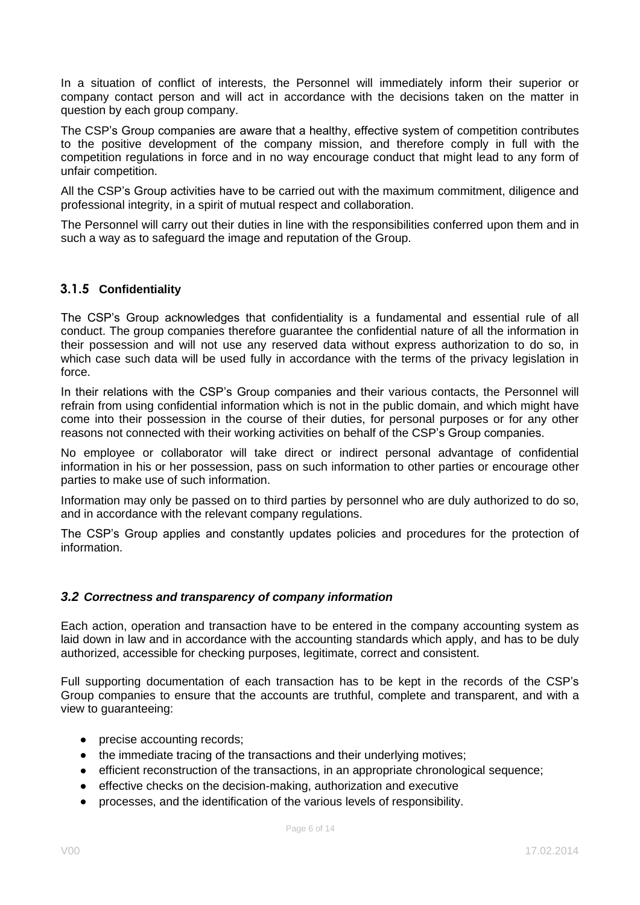In a situation of conflict of interests, the Personnel will immediately inform their superior or company contact person and will act in accordance with the decisions taken on the matter in question by each group company.

The CSP's Group companies are aware that a healthy, effective system of competition contributes to the positive development of the company mission, and therefore comply in full with the competition regulations in force and in no way encourage conduct that might lead to any form of unfair competition.

All the CSP's Group activities have to be carried out with the maximum commitment, diligence and professional integrity, in a spirit of mutual respect and collaboration.

The Personnel will carry out their duties in line with the responsibilities conferred upon them and in such a way as to safeguard the image and reputation of the Group.

#### 3.1.5 Confidentiality

The CSP's Group acknowledges that confidentiality is a fundamental and essential rule of all conduct. The group companies therefore guarantee the confidential nature of all the information in their possession and will not use any reserved data without express authorization to do so, in which case such data will be used fully in accordance with the terms of the privacy legislation in force.

In their relations with the CSP's Group companies and their various contacts, the Personnel will refrain from using confidential information which is not in the public domain, and which might have come into their possession in the course of their duties, for personal purposes or for any other reasons not connected with their working activities on behalf of the CSP's Group companies.

No employee or collaborator will take direct or indirect personal advantage of confidential information in his or her possession, pass on such information to other parties or encourage other parties to make use of such information.

Information may only be passed on to third parties by personnel who are duly authorized to do so, and in accordance with the relevant company regulations.

The CSP's Group applies and constantly updates policies and procedures for the protection of information.

### *3.2 Correctness and transparency of company information*

Each action, operation and transaction have to be entered in the company accounting system as laid down in law and in accordance with the accounting standards which apply, and has to be duly authorized, accessible for checking purposes, legitimate, correct and consistent.

Full supporting documentation of each transaction has to be kept in the records of the CSP's Group companies to ensure that the accounts are truthful, complete and transparent, and with a view to guaranteeing:

- precise accounting records;
- the immediate tracing of the transactions and their underlying motives;
- efficient reconstruction of the transactions, in an appropriate chronological sequence;
- effective checks on the decision-making, authorization and executive
- processes, and the identification of the various levels of responsibility.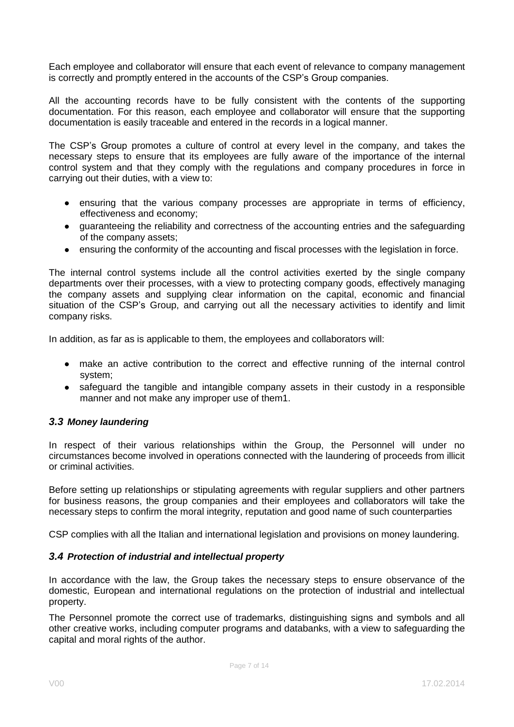Each employee and collaborator will ensure that each event of relevance to company management is correctly and promptly entered in the accounts of the CSP's Group companies.

All the accounting records have to be fully consistent with the contents of the supporting documentation. For this reason, each employee and collaborator will ensure that the supporting documentation is easily traceable and entered in the records in a logical manner.

The CSP's Group promotes a culture of control at every level in the company, and takes the necessary steps to ensure that its employees are fully aware of the importance of the internal control system and that they comply with the regulations and company procedures in force in carrying out their duties, with a view to:

- ensuring that the various company processes are appropriate in terms of efficiency, effectiveness and economy;
- guaranteeing the reliability and correctness of the accounting entries and the safeguarding of the company assets;
- ensuring the conformity of the accounting and fiscal processes with the legislation in force.

The internal control systems include all the control activities exerted by the single company departments over their processes, with a view to protecting company goods, effectively managing the company assets and supplying clear information on the capital, economic and financial situation of the CSP's Group, and carrying out all the necessary activities to identify and limit company risks.

In addition, as far as is applicable to them, the employees and collaborators will:

- make an active contribution to the correct and effective running of the internal control system;
- safeguard the tangible and intangible company assets in their custody in a responsible manner and not make any improper use of them1.

### *3.3 Money laundering*

In respect of their various relationships within the Group, the Personnel will under no circumstances become involved in operations connected with the laundering of proceeds from illicit or criminal activities.

Before setting up relationships or stipulating agreements with regular suppliers and other partners for business reasons, the group companies and their employees and collaborators will take the necessary steps to confirm the moral integrity, reputation and good name of such counterparties

CSP complies with all the Italian and international legislation and provisions on money laundering.

### *3.4 Protection of industrial and intellectual property*

In accordance with the law, the Group takes the necessary steps to ensure observance of the domestic, European and international regulations on the protection of industrial and intellectual property.

The Personnel promote the correct use of trademarks, distinguishing signs and symbols and all other creative works, including computer programs and databanks, with a view to safeguarding the capital and moral rights of the author.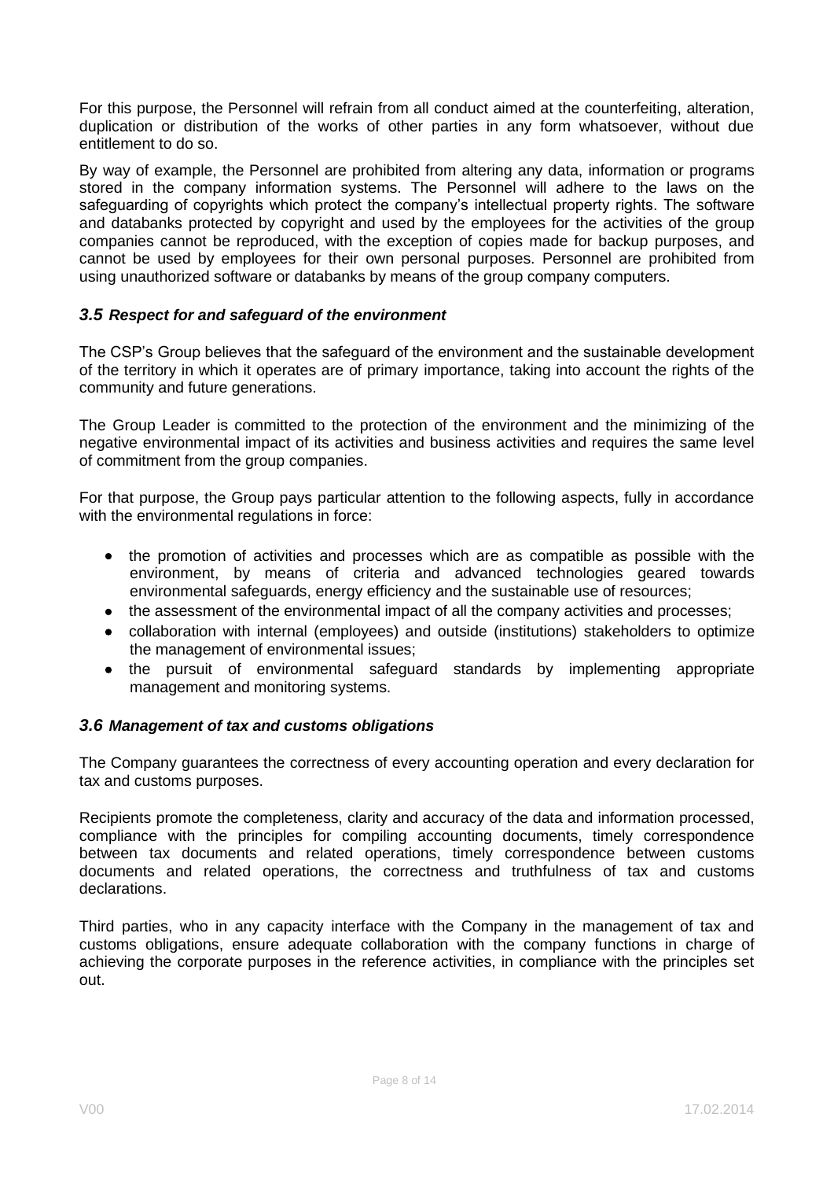For this purpose, the Personnel will refrain from all conduct aimed at the counterfeiting, alteration, duplication or distribution of the works of other parties in any form whatsoever, without due entitlement to do so.

By way of example, the Personnel are prohibited from altering any data, information or programs stored in the company information systems. The Personnel will adhere to the laws on the safeguarding of copyrights which protect the company's intellectual property rights. The software and databanks protected by copyright and used by the employees for the activities of the group companies cannot be reproduced, with the exception of copies made for backup purposes, and cannot be used by employees for their own personal purposes. Personnel are prohibited from using unauthorized software or databanks by means of the group company computers.

### *3.5 Respect for and safeguard of the environment*

The CSP's Group believes that the safeguard of the environment and the sustainable development of the territory in which it operates are of primary importance, taking into account the rights of the community and future generations.

The Group Leader is committed to the protection of the environment and the minimizing of the negative environmental impact of its activities and business activities and requires the same level of commitment from the group companies.

For that purpose, the Group pays particular attention to the following aspects, fully in accordance with the environmental regulations in force:

- the promotion of activities and processes which are as compatible as possible with the environment, by means of criteria and advanced technologies geared towards environmental safeguards, energy efficiency and the sustainable use of resources;
- the assessment of the environmental impact of all the company activities and processes;
- collaboration with internal (employees) and outside (institutions) stakeholders to optimize the management of environmental issues;
- the pursuit of environmental safeguard standards by implementing appropriate management and monitoring systems.

### *3.6 Management of tax and customs obligations*

The Company guarantees the correctness of every accounting operation and every declaration for tax and customs purposes.

Recipients promote the completeness, clarity and accuracy of the data and information processed, compliance with the principles for compiling accounting documents, timely correspondence between tax documents and related operations, timely correspondence between customs documents and related operations, the correctness and truthfulness of tax and customs declarations.

Third parties, who in any capacity interface with the Company in the management of tax and customs obligations, ensure adequate collaboration with the company functions in charge of achieving the corporate purposes in the reference activities, in compliance with the principles set out.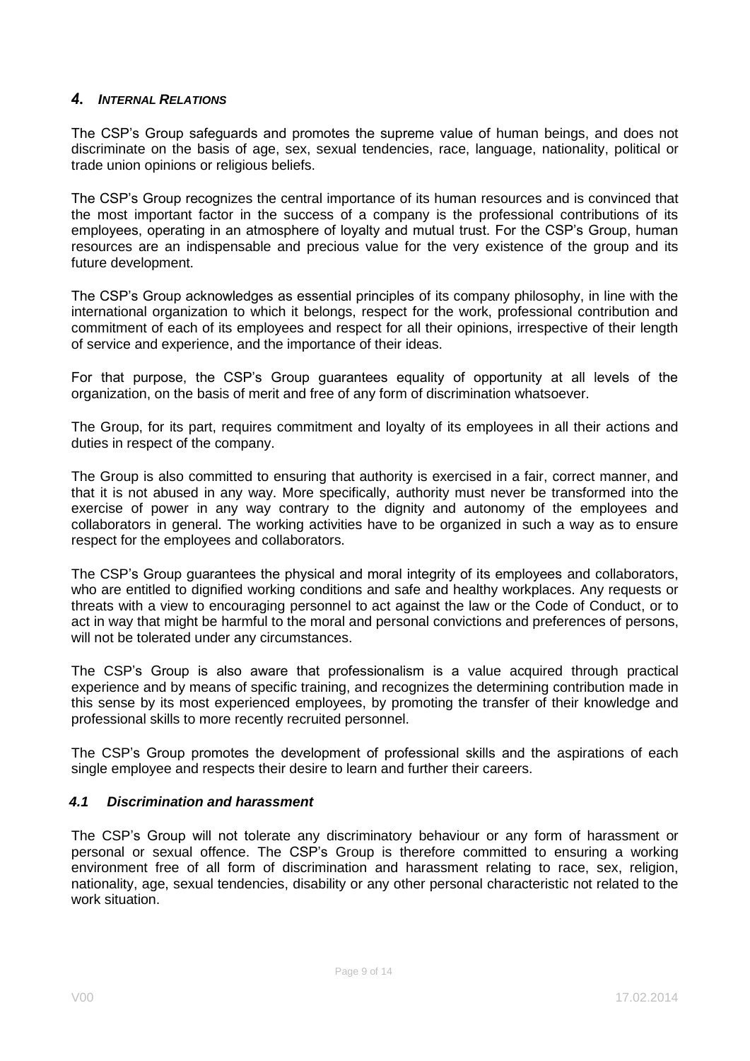## 4. *INTERNAL RELATIONS*

The CSP's Group safeguards and promotes the supreme value of human beings, and does not discriminate on the basis of age, sex, sexual tendencies, race, language, nationality, political or trade union opinions or religious beliefs.

The CSP's Group recognizes the central importance of its human resources and is convinced that the most important factor in the success of a company is the professional contributions of its employees, operating in an atmosphere of loyalty and mutual trust. For the CSP's Group, human resources are an indispensable and precious value for the very existence of the group and its future development.

The CSP's Group acknowledges as essential principles of its company philosophy, in line with the international organization to which it belongs, respect for the work, professional contribution and commitment of each of its employees and respect for all their opinions, irrespective of their length of service and experience, and the importance of their ideas.

For that purpose, the CSP's Group guarantees equality of opportunity at all levels of the organization, on the basis of merit and free of any form of discrimination whatsoever.

The Group, for its part, requires commitment and loyalty of its employees in all their actions and duties in respect of the company.

The Group is also committed to ensuring that authority is exercised in a fair, correct manner, and that it is not abused in any way. More specifically, authority must never be transformed into the exercise of power in any way contrary to the dignity and autonomy of the employees and collaborators in general. The working activities have to be organized in such a way as to ensure respect for the employees and collaborators.

The CSP's Group guarantees the physical and moral integrity of its employees and collaborators, who are entitled to dignified working conditions and safe and healthy workplaces. Any requests or threats with a view to encouraging personnel to act against the law or the Code of Conduct, or to act in way that might be harmful to the moral and personal convictions and preferences of persons, will not be tolerated under any circumstances.

The CSP's Group is also aware that professionalism is a value acquired through practical experience and by means of specific training, and recognizes the determining contribution made in this sense by its most experienced employees, by promoting the transfer of their knowledge and professional skills to more recently recruited personnel.

The CSP's Group promotes the development of professional skills and the aspirations of each single employee and respects their desire to learn and further their careers.

### *4.1 Discrimination and harassment*

The CSP's Group will not tolerate any discriminatory behaviour or any form of harassment or personal or sexual offence. The CSP's Group is therefore committed to ensuring a working environment free of all form of discrimination and harassment relating to race, sex, religion, nationality, age, sexual tendencies, disability or any other personal characteristic not related to the work situation.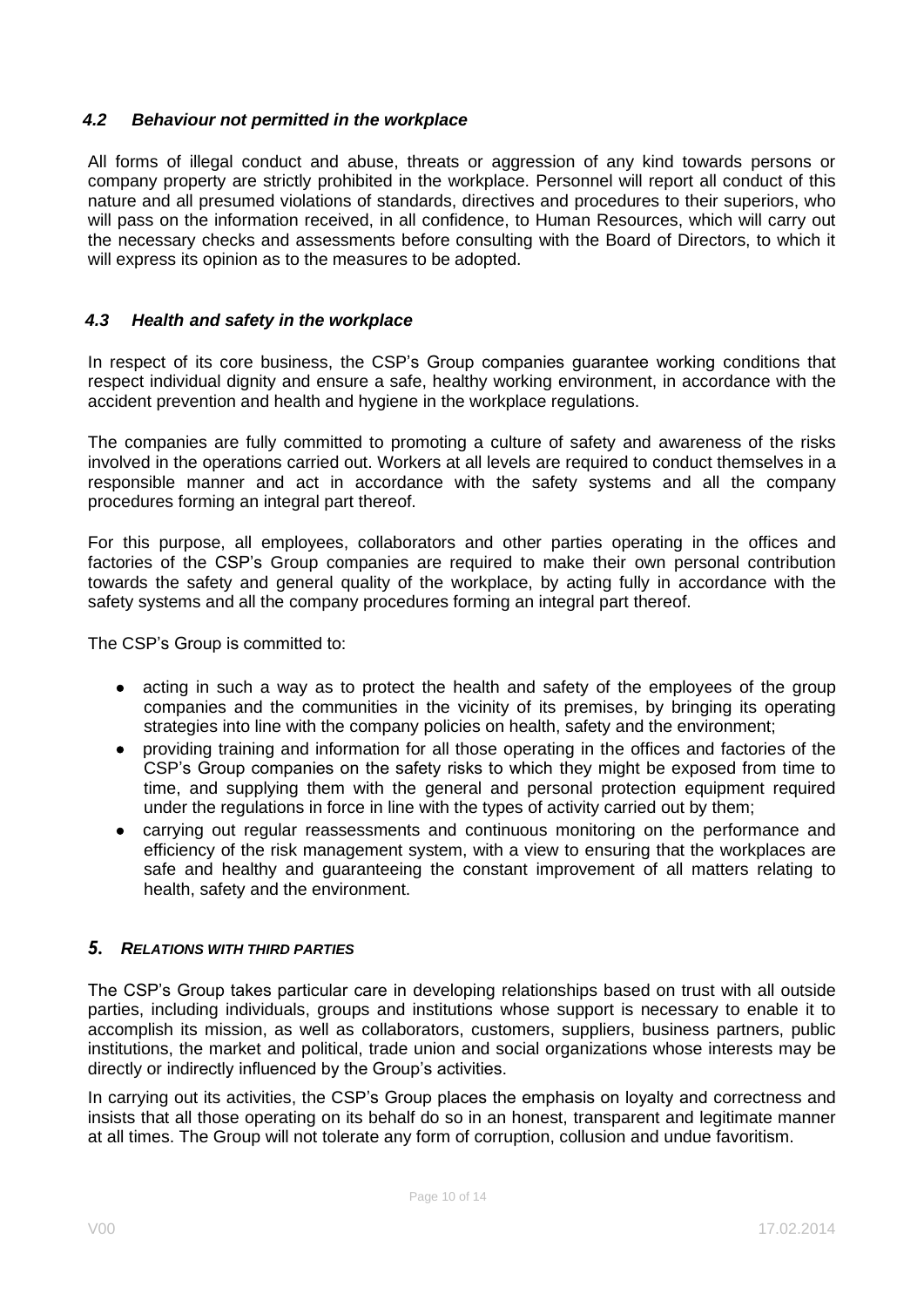### *4.2 Behaviour not permitted in the workplace*

All forms of illegal conduct and abuse, threats or aggression of any kind towards persons or company property are strictly prohibited in the workplace. Personnel will report all conduct of this nature and all presumed violations of standards, directives and procedures to their superiors, who will pass on the information received, in all confidence, to Human Resources, which will carry out the necessary checks and assessments before consulting with the Board of Directors, to which it will express its opinion as to the measures to be adopted.

### *4.3 Health and safety in the workplace*

In respect of its core business, the CSP's Group companies guarantee working conditions that respect individual dignity and ensure a safe, healthy working environment, in accordance with the accident prevention and health and hygiene in the workplace regulations.

The companies are fully committed to promoting a culture of safety and awareness of the risks involved in the operations carried out. Workers at all levels are required to conduct themselves in a responsible manner and act in accordance with the safety systems and all the company procedures forming an integral part thereof.

For this purpose, all employees, collaborators and other parties operating in the offices and factories of the CSP's Group companies are required to make their own personal contribution towards the safety and general quality of the workplace, by acting fully in accordance with the safety systems and all the company procedures forming an integral part thereof.

The CSP's Group is committed to:

- acting in such a way as to protect the health and safety of the employees of the group companies and the communities in the vicinity of its premises, by bringing its operating strategies into line with the company policies on health, safety and the environment;
- providing training and information for all those operating in the offices and factories of the CSP's Group companies on the safety risks to which they might be exposed from time to time, and supplying them with the general and personal protection equipment required under the regulations in force in line with the types of activity carried out by them;
- carrying out regular reassessments and continuous monitoring on the performance and efficiency of the risk management system, with a view to ensuring that the workplaces are safe and healthy and guaranteeing the constant improvement of all matters relating to health, safety and the environment.

## *5. RELATIONS WITH THIRD PARTIES*

The CSP's Group takes particular care in developing relationships based on trust with all outside parties, including individuals, groups and institutions whose support is necessary to enable it to accomplish its mission, as well as collaborators, customers, suppliers, business partners, public institutions, the market and political, trade union and social organizations whose interests may be directly or indirectly influenced by the Group's activities.

In carrying out its activities, the CSP's Group places the emphasis on loyalty and correctness and insists that all those operating on its behalf do so in an honest, transparent and legitimate manner at all times. The Group will not tolerate any form of corruption, collusion and undue favoritism.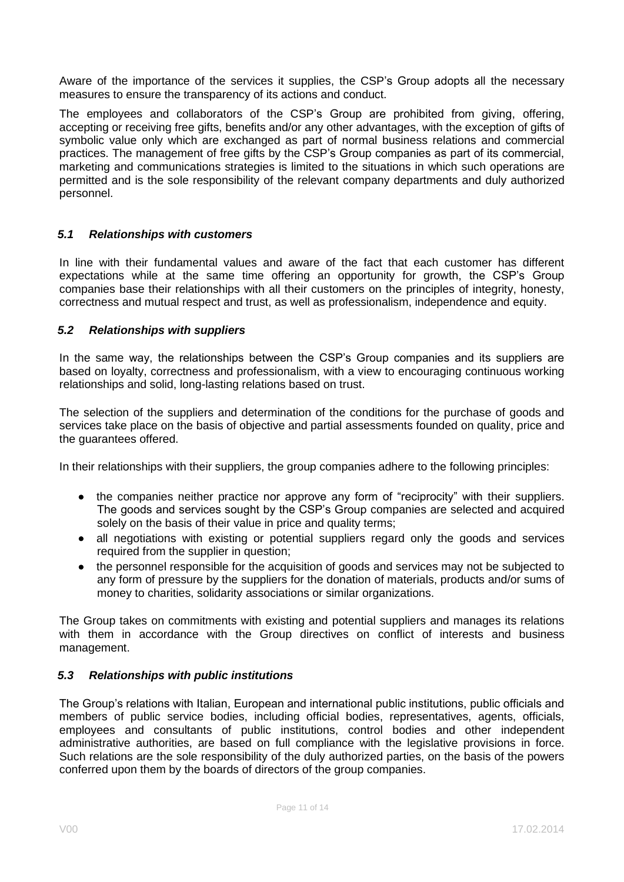Aware of the importance of the services it supplies, the CSP's Group adopts all the necessary measures to ensure the transparency of its actions and conduct.

The employees and collaborators of the CSP's Group are prohibited from giving, offering, accepting or receiving free gifts, benefits and/or any other advantages, with the exception of gifts of symbolic value only which are exchanged as part of normal business relations and commercial practices. The management of free gifts by the CSP's Group companies as part of its commercial, marketing and communications strategies is limited to the situations in which such operations are permitted and is the sole responsibility of the relevant company departments and duly authorized personnel.

### *5.1 Relationships with customers*

In line with their fundamental values and aware of the fact that each customer has different expectations while at the same time offering an opportunity for growth, the CSP's Group companies base their relationships with all their customers on the principles of integrity, honesty, correctness and mutual respect and trust, as well as professionalism, independence and equity.

### *5.2 Relationships with suppliers*

In the same way, the relationships between the CSP's Group companies and its suppliers are based on loyalty, correctness and professionalism, with a view to encouraging continuous working relationships and solid, long-lasting relations based on trust.

The selection of the suppliers and determination of the conditions for the purchase of goods and services take place on the basis of objective and partial assessments founded on quality, price and the guarantees offered.

In their relationships with their suppliers, the group companies adhere to the following principles:

- the companies neither practice nor approve any form of "reciprocity" with their suppliers. The goods and services sought by the CSP's Group companies are selected and acquired solely on the basis of their value in price and quality terms;
- all negotiations with existing or potential suppliers regard only the goods and services required from the supplier in question;
- the personnel responsible for the acquisition of goods and services may not be subjected to any form of pressure by the suppliers for the donation of materials, products and/or sums of money to charities, solidarity associations or similar organizations.

The Group takes on commitments with existing and potential suppliers and manages its relations with them in accordance with the Group directives on conflict of interests and business management.

### *5.3 Relationships with public institutions*

The Group's relations with Italian, European and international public institutions, public officials and members of public service bodies, including official bodies, representatives, agents, officials, employees and consultants of public institutions, control bodies and other independent administrative authorities, are based on full compliance with the legislative provisions in force. Such relations are the sole responsibility of the duly authorized parties, on the basis of the powers conferred upon them by the boards of directors of the group companies.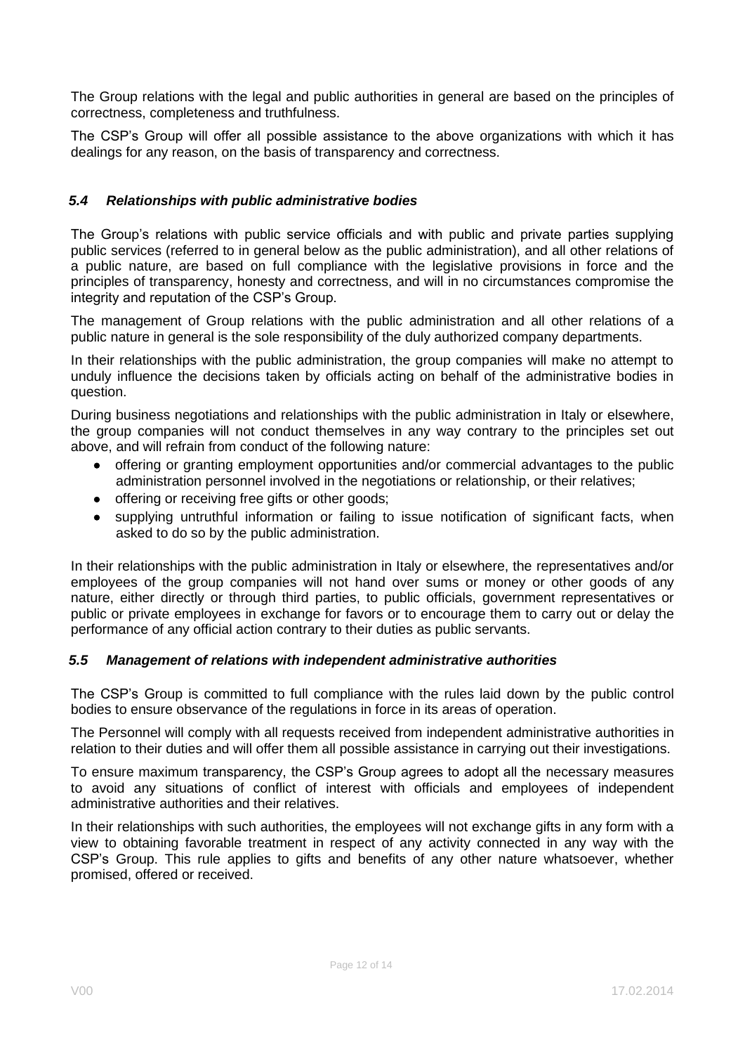The Group relations with the legal and public authorities in general are based on the principles of correctness, completeness and truthfulness.

The CSP's Group will offer all possible assistance to the above organizations with which it has dealings for any reason, on the basis of transparency and correctness.

### *5.4 Relationships with public administrative bodies*

The Group's relations with public service officials and with public and private parties supplying public services (referred to in general below as the public administration), and all other relations of a public nature, are based on full compliance with the legislative provisions in force and the principles of transparency, honesty and correctness, and will in no circumstances compromise the integrity and reputation of the CSP's Group.

The management of Group relations with the public administration and all other relations of a public nature in general is the sole responsibility of the duly authorized company departments.

In their relationships with the public administration, the group companies will make no attempt to unduly influence the decisions taken by officials acting on behalf of the administrative bodies in question.

During business negotiations and relationships with the public administration in Italy or elsewhere, the group companies will not conduct themselves in any way contrary to the principles set out above, and will refrain from conduct of the following nature:

- offering or granting employment opportunities and/or commercial advantages to the public administration personnel involved in the negotiations or relationship, or their relatives;
- offering or receiving free gifts or other goods;
- supplying untruthful information or failing to issue notification of significant facts, when asked to do so by the public administration.

In their relationships with the public administration in Italy or elsewhere, the representatives and/or employees of the group companies will not hand over sums or money or other goods of any nature, either directly or through third parties, to public officials, government representatives or public or private employees in exchange for favors or to encourage them to carry out or delay the performance of any official action contrary to their duties as public servants.

### *5.5 Management of relations with independent administrative authorities*

The CSP's Group is committed to full compliance with the rules laid down by the public control bodies to ensure observance of the regulations in force in its areas of operation.

The Personnel will comply with all requests received from independent administrative authorities in relation to their duties and will offer them all possible assistance in carrying out their investigations.

To ensure maximum transparency, the CSP's Group agrees to adopt all the necessary measures to avoid any situations of conflict of interest with officials and employees of independent administrative authorities and their relatives.

In their relationships with such authorities, the employees will not exchange gifts in any form with a view to obtaining favorable treatment in respect of any activity connected in any way with the CSP's Group. This rule applies to gifts and benefits of any other nature whatsoever, whether promised, offered or received.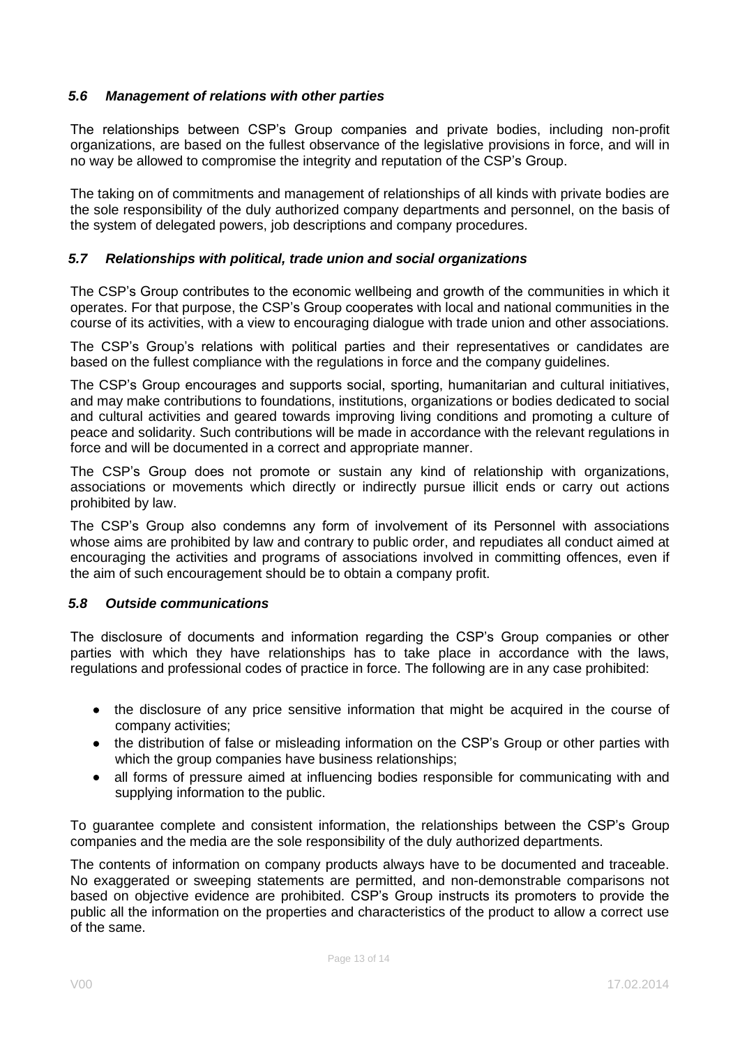### *5.6 Management of relations with other parties*

The relationships between CSP's Group companies and private bodies, including non-profit organizations, are based on the fullest observance of the legislative provisions in force, and will in no way be allowed to compromise the integrity and reputation of the CSP's Group.

The taking on of commitments and management of relationships of all kinds with private bodies are the sole responsibility of the duly authorized company departments and personnel, on the basis of the system of delegated powers, job descriptions and company procedures.

### *5.7 Relationships with political, trade union and social organizations*

The CSP's Group contributes to the economic wellbeing and growth of the communities in which it operates. For that purpose, the CSP's Group cooperates with local and national communities in the course of its activities, with a view to encouraging dialogue with trade union and other associations.

The CSP's Group's relations with political parties and their representatives or candidates are based on the fullest compliance with the regulations in force and the company guidelines.

The CSP's Group encourages and supports social, sporting, humanitarian and cultural initiatives, and may make contributions to foundations, institutions, organizations or bodies dedicated to social and cultural activities and geared towards improving living conditions and promoting a culture of peace and solidarity. Such contributions will be made in accordance with the relevant regulations in force and will be documented in a correct and appropriate manner.

The CSP's Group does not promote or sustain any kind of relationship with organizations, associations or movements which directly or indirectly pursue illicit ends or carry out actions prohibited by law.

The CSP's Group also condemns any form of involvement of its Personnel with associations whose aims are prohibited by law and contrary to public order, and repudiates all conduct aimed at encouraging the activities and programs of associations involved in committing offences, even if the aim of such encouragement should be to obtain a company profit.

### *5.8 Outside communications*

The disclosure of documents and information regarding the CSP's Group companies or other parties with which they have relationships has to take place in accordance with the laws, regulations and professional codes of practice in force. The following are in any case prohibited:

- the disclosure of any price sensitive information that might be acquired in the course of company activities;
- the distribution of false or misleading information on the CSP's Group or other parties with which the group companies have business relationships;
- all forms of pressure aimed at influencing bodies responsible for communicating with and supplying information to the public.

To guarantee complete and consistent information, the relationships between the CSP's Group companies and the media are the sole responsibility of the duly authorized departments.

The contents of information on company products always have to be documented and traceable. No exaggerated or sweeping statements are permitted, and non-demonstrable comparisons not based on objective evidence are prohibited. CSP's Group instructs its promoters to provide the public all the information on the properties and characteristics of the product to allow a correct use of the same.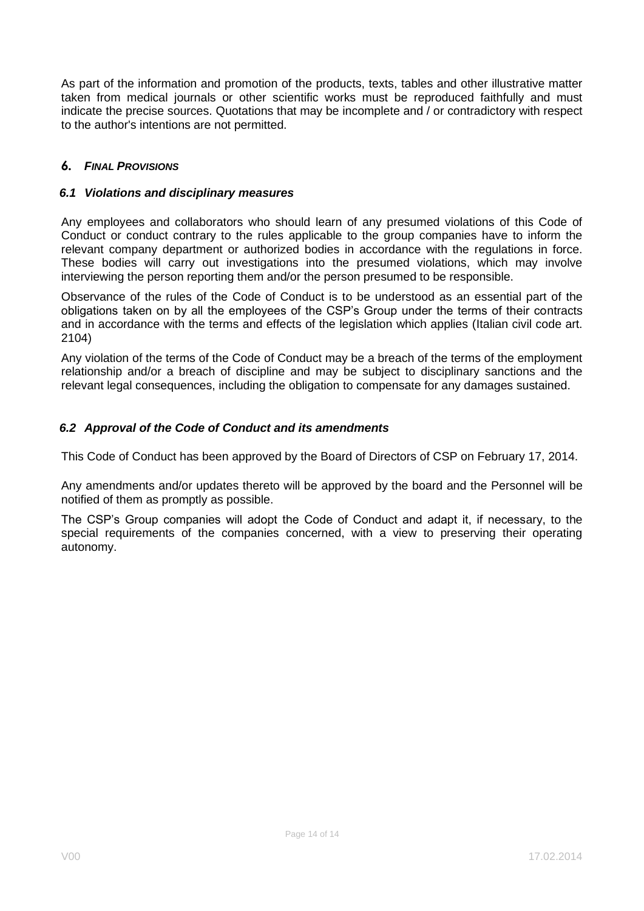As part of the information and promotion of the products, texts, tables and other illustrative matter taken from medical journals or other scientific works must be reproduced faithfully and must indicate the precise sources. Quotations that may be incomplete and / or contradictory with respect to the author's intentions are not permitted.

## 6. *Final Provisions*

### *6.1 Violations and disciplinary measures*

Any employees and collaborators who should learn of any presumed violations of this Code of Conduct or conduct contrary to the rules applicable to the group companies have to inform the relevant company department or authorized bodies in accordance with the regulations in force. These bodies will carry out investigations into the presumed violations, which may involve interviewing the person reporting them and/or the person presumed to be responsible.

Observance of the rules of the Code of Conduct is to be understood as an essential part of the obligations taken on by all the employees of the CSP's Group under the terms of their contracts and in accordance with the terms and effects of the legislation which applies (Italian civil code art. 2104)

Any violation of the terms of the Code of Conduct may be a breach of the terms of the employment relationship and/or a breach of discipline and may be subject to disciplinary sanctions and the relevant legal consequences, including the obligation to compensate for any damages sustained.

### *6.2 Approval of the Code of Conduct and its amendments*

This Code of Conduct has been approved by the Board of Directors of CSP on February 17, 2014.

Any amendments and/or updates thereto will be approved by the board and the Personnel will be notified of them as promptly as possible.

The CSP's Group companies will adopt the Code of Conduct and adapt it, if necessary, to the special requirements of the companies concerned, with a view to preserving their operating autonomy.